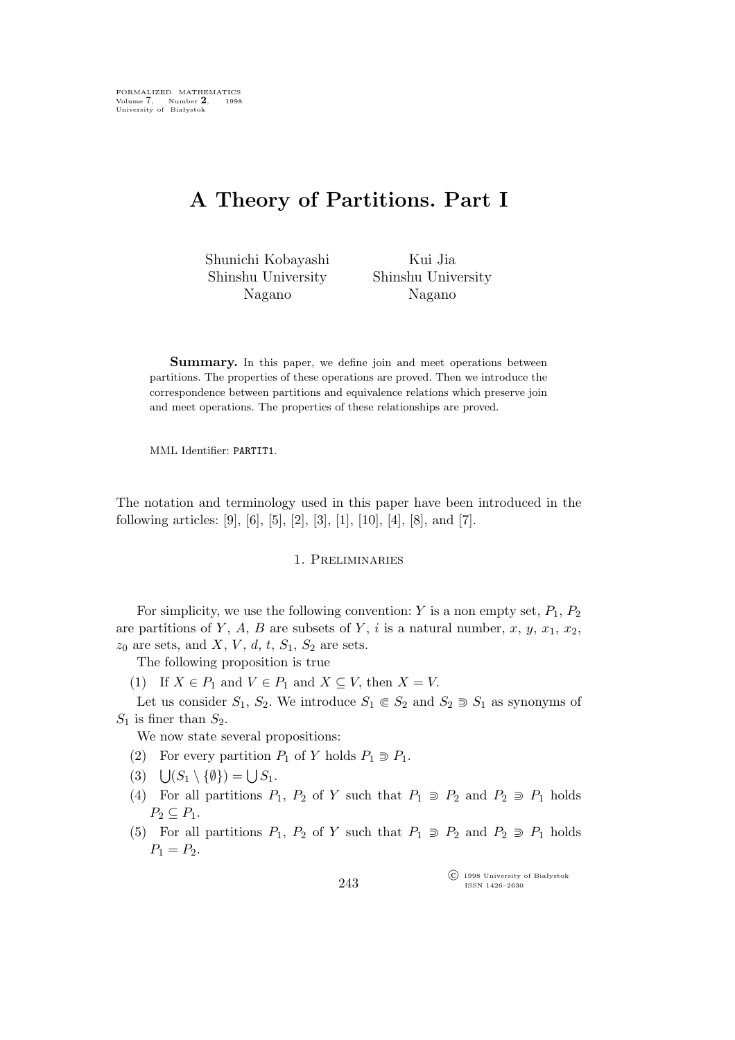# A Theory of Partitions. Part I

Shunichi Kobayashi
Shinshu University
Nagano

Kui Jia
Shinshu University
Nagano

**Summary.** In this paper, we define join and meet operations between partitions. The properties of these operations are proved. Then we introduce the correspondence between partitions and equivalence relations which preserve join and meet operations. The properties of these relationships are proved.

MML Identifier: PARTIT1.

The notation and terminology used in this paper have been introduced in the following articles: [9], [6], [5], [2], [3], [1], [10], [4], [8], and [7].

## 1. Preliminaries

For simplicity, we use the following convention: $Y$ is a non empty set, $P_1$, $P_2$ are partitions of $Y$, $A$, $B$ are subsets of $Y$, $i$ is a natural number, $x$, $y$, $x_1$, $x_2$, $z_0$ are sets, and $X$, $V$, $d$, $t$, $S_1$, $S_2$ are sets.

The following proposition is true

(1) If $X \in P_1$ and $V \in P_1$ and $X \subseteq V$, then $X = V$.

Let us consider $S_1$, $S_2$. We introduce $S_1 \Subset S_2$ and $S_2 \Supset S_1$ as synonyms of $S_1$ is finer than $S_2$.

We now state several propositions:

(2) For every partition $P_1$ of $Y$ holds $P_1 \Supset P_1$.

(3) $\bigcup(S_1 \setminus \{\emptyset\}) = \bigcup S_1$.

(4) For all partitions $P_1$, $P_2$ of $Y$ such that $P_1 \Supset P_2$ and $P_2 \Supset P_1$ holds $P_2 \subseteq P_1$.

(5) For all partitions $P_1$, $P_2$ of $Y$ such that $P_1 \Supset P_2$ and $P_2 \Supset P_1$ holds $P_1 = P_2$.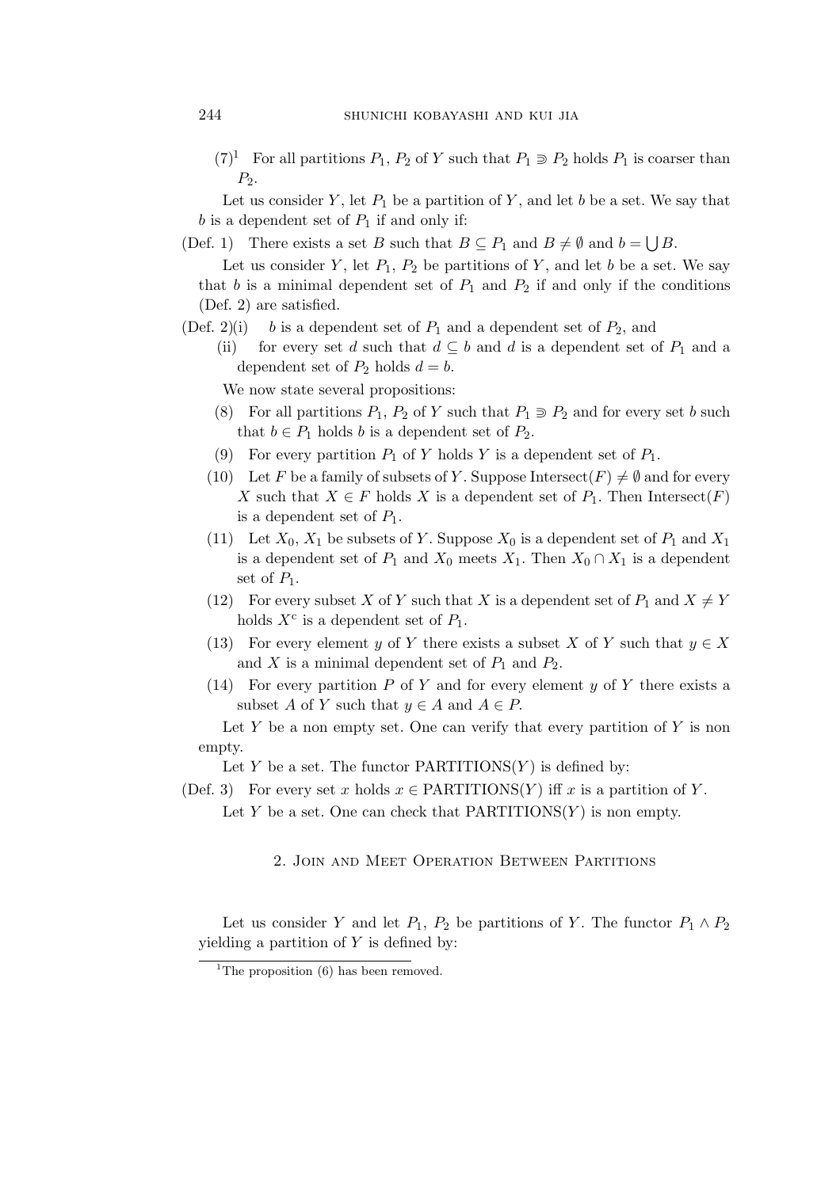(7)[1] For all partitions $P_1$, $P_2$ of $Y$ such that $P_1 \Supset P_2$ holds $P_1$ is coarser than $P_2$.

Let us consider $Y$, let $P_1$ be a partition of $Y$, and let $b$ be a set. We say that $b$ is a dependent set of $P_1$ if and only if:

(Def. 1) There exists a set $B$ such that $B \subseteq P_1$ and $B \neq \emptyset$ and $b = \bigcup B$.

Let us consider $Y$, let $P_1$, $P_2$ be partitions of $Y$, and let $b$ be a set. We say that $b$ is a minimal dependent set of $P_1$ and $P_2$ if and only if the conditions (Def. 2) are satisfied.

(Def. 2)(i) $b$ is a dependent set of $P_1$ and a dependent set of $P_2$, and

(ii) for every set $d$ such that $d \subseteq b$ and $d$ is a dependent set of $P_1$ and a dependent set of $P_2$ holds $d = b$.

We now state several propositions:

(8) For all partitions $P_1$, $P_2$ of $Y$ such that $P_1 \Supset P_2$ and for every set $b$ such that $b \in P_1$ holds $b$ is a dependent set of $P_2$.

(9) For every partition $P_1$ of $Y$ holds $Y$ is a dependent set of $P_1$.

(10) Let $F$ be a family of subsets of $Y$. Suppose $\mathrm{Intersect}(F) \neq \emptyset$ and for every $X$ such that $X \in F$ holds $X$ is a dependent set of $P_1$. Then $\mathrm{Intersect}(F)$ is a dependent set of $P_1$.

(11) Let $X_0$, $X_1$ be subsets of $Y$. Suppose $X_0$ is a dependent set of $P_1$ and $X_1$ is a dependent set of $P_1$ and $X_0$ meets $X_1$. Then $X_0 \cap X_1$ is a dependent set of $P_1$.

(12) For every subset $X$ of $Y$ such that $X$ is a dependent set of $P_1$ and $X \neq Y$ holds $X^{\mathrm{c}}$ is a dependent set of $P_1$.

(13) For every element $y$ of $Y$ there exists a subset $X$ of $Y$ such that $y \in X$ and $X$ is a minimal dependent set of $P_1$ and $P_2$.

(14) For every partition $P$ of $Y$ and for every element $y$ of $Y$ there exists a subset $A$ of $Y$ such that $y \in A$ and $A \in P$.

Let $Y$ be a non empty set. One can verify that every partition of $Y$ is non empty.

Let $Y$ be a set. The functor $\mathrm{PARTITIONS}(Y)$ is defined by:

(Def. 3) For every set $x$ holds $x \in \mathrm{PARTITIONS}(Y)$ iff $x$ is a partition of $Y$.

Let $Y$ be a set. One can check that $\mathrm{PARTITIONS}(Y)$ is non empty.

## 2. Join and Meet Operation Between Partitions

Let us consider $Y$ and let $P_1$, $P_2$ be partitions of $Y$. The functor $P_1 \wedge P_2$ yielding a partition of $Y$ is defined by:

[1] The proposition (6) has been removed.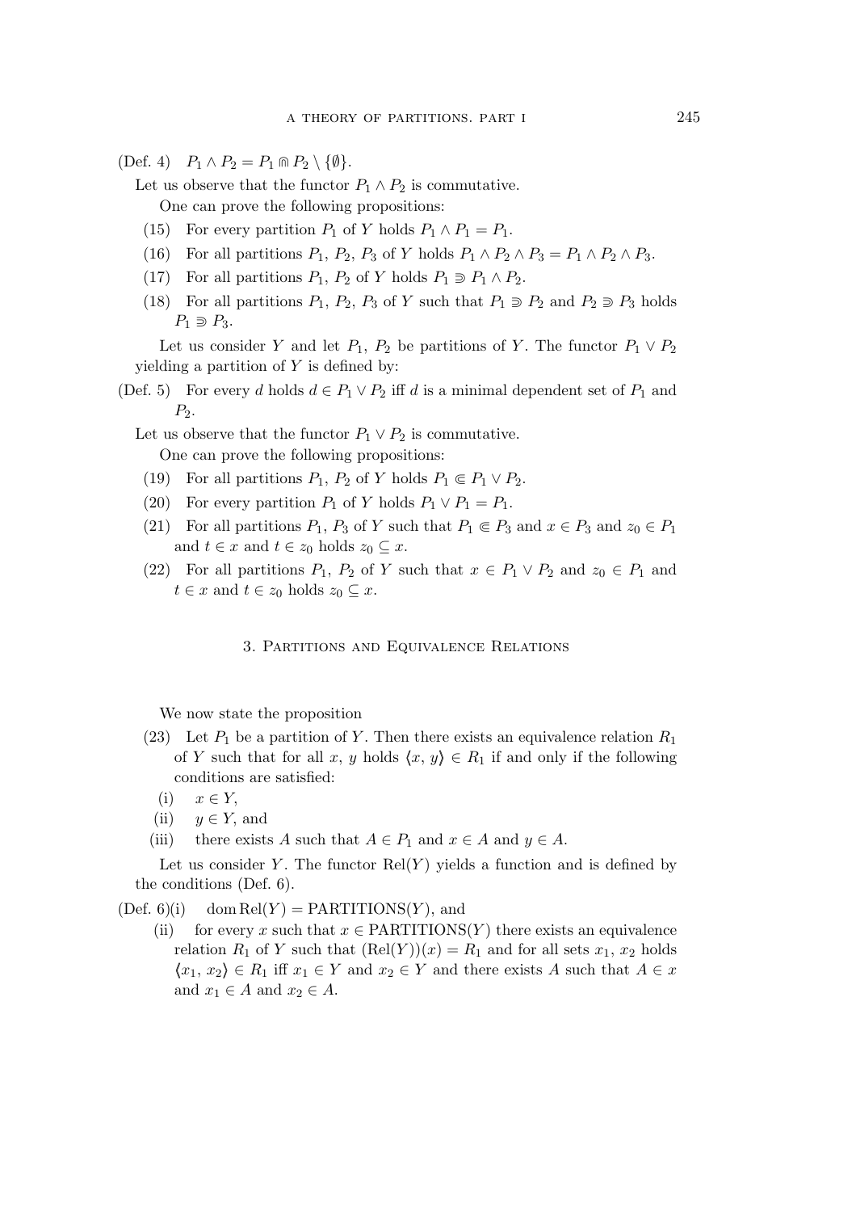(Def. 4) $P_1 \wedge P_2 = P_1 \Cap P_2 \setminus \{\emptyset\}$.

Let us observe that the functor $P_1 \wedge P_2$ is commutative.

One can prove the following propositions:

(15) For every partition $P_1$ of $Y$ holds $P_1 \wedge P_1 = P_1$.

(16) For all partitions $P_1$, $P_2$, $P_3$ of $Y$ holds $P_1 \wedge P_2 \wedge P_3 = P_1 \wedge P_2 \wedge P_3$.

(17) For all partitions $P_1$, $P_2$ of $Y$ holds $P_1 \Supset P_1 \wedge P_2$.

(18) For all partitions $P_1$, $P_2$, $P_3$ of $Y$ such that $P_1 \Supset P_2$ and $P_2 \Supset P_3$ holds $P_1 \Supset P_3$.

Let us consider $Y$ and let $P_1$, $P_2$ be partitions of $Y$. The functor $P_1 \vee P_2$ yielding a partition of $Y$ is defined by:

(Def. 5) For every $d$ holds $d \in P_1 \vee P_2$ iff $d$ is a minimal dependent set of $P_1$ and $P_2$.

Let us observe that the functor $P_1 \vee P_2$ is commutative.

One can prove the following propositions:

(19) For all partitions $P_1$, $P_2$ of $Y$ holds $P_1 \Subset P_1 \vee P_2$.

(20) For every partition $P_1$ of $Y$ holds $P_1 \vee P_1 = P_1$.

(21) For all partitions $P_1$, $P_3$ of $Y$ such that $P_1 \Subset P_3$ and $x \in P_3$ and $z_0 \in P_1$ and $t \in x$ and $t \in z_0$ holds $z_0 \subseteq x$.

(22) For all partitions $P_1$, $P_2$ of $Y$ such that $x \in P_1 \vee P_2$ and $z_0 \in P_1$ and $t \in x$ and $t \in z_0$ holds $z_0 \subseteq x$.

## 3. Partitions and Equivalence Relations

We now state the proposition

(23) Let $P_1$ be a partition of $Y$. Then there exists an equivalence relation $R_1$ of $Y$ such that for all $x$, $y$ holds $\langle x, y \rangle \in R_1$ if and only if the following conditions are satisfied:

(i) $x \in Y$,

(ii) $y \in Y$, and

(iii) there exists $A$ such that $A \in P_1$ and $x \in A$ and $y \in A$.

Let us consider $Y$. The functor $\mathrm{Rel}(Y)$ yields a function and is defined by the conditions (Def. 6).

(Def. 6)(i) $\mathrm{dom}\,\mathrm{Rel}(Y) = \mathrm{PARTITIONS}(Y)$, and

(ii) for every $x$ such that $x \in \mathrm{PARTITIONS}(Y)$ there exists an equivalence relation $R_1$ of $Y$ such that $(\mathrm{Rel}(Y))(x) = R_1$ and for all sets $x_1$, $x_2$ holds $\langle x_1, x_2 \rangle \in R_1$ iff $x_1 \in Y$ and $x_2 \in Y$ and there exists $A$ such that $A \in x$ and $x_1 \in A$ and $x_2 \in A$.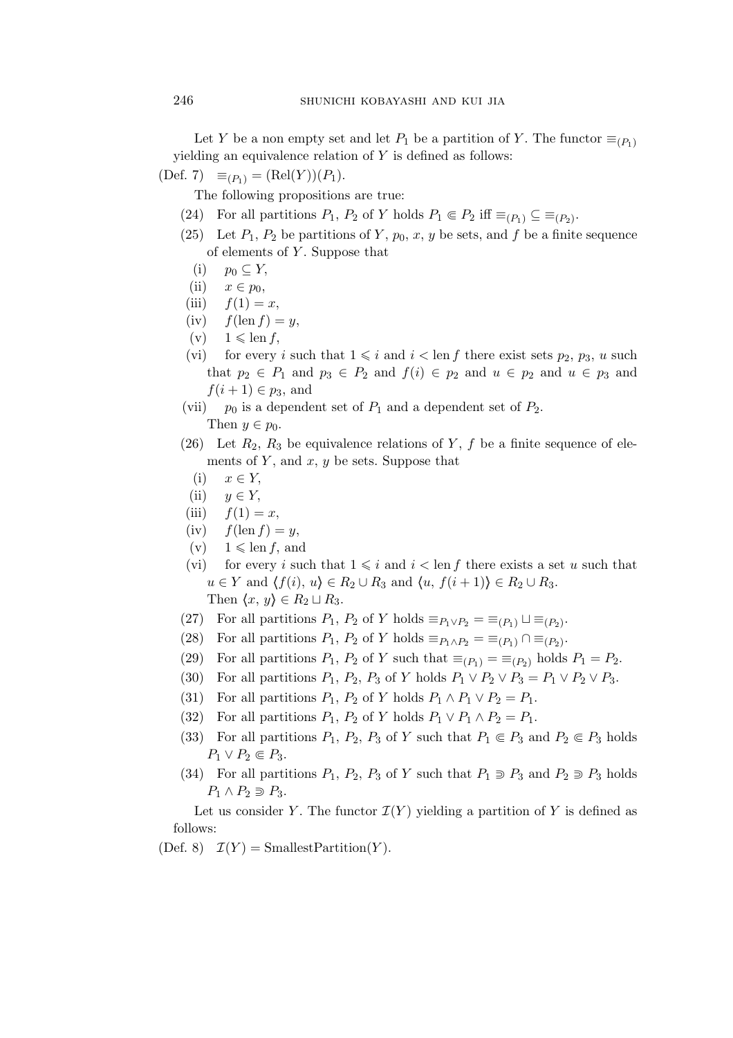Let $Y$ be a non empty set and let $P_1$ be a partition of $Y$. The functor $\equiv_{(P_1)}$ yielding an equivalence relation of $Y$ is defined as follows:

(Def. 7) $\equiv_{(P_1)} = (\mathrm{Rel}(Y))(P_1)$.

The following propositions are true:

(24) For all partitions $P_1$, $P_2$ of $Y$ holds $P_1 \Subset P_2$ iff $\equiv_{(P_1)} \subseteq \equiv_{(P_2)}$.

(25) Let $P_1$, $P_2$ be partitions of $Y$, $p_0$, $x$, $y$ be sets, and $f$ be a finite sequence of elements of $Y$. Suppose that

- (i) $p_0 \subseteq Y$,
- (ii) $x \in p_0$,
- (iii) $f(1) = x$,
- (iv) $f(\mathrm{len}\, f) = y$,
- (v) $1 \leqslant \mathrm{len}\, f$,
- (vi) for every $i$ such that $1 \leqslant i$ and $i < \mathrm{len}\, f$ there exist sets $p_2$, $p_3$, $u$ such that $p_2 \in P_1$ and $p_3 \in P_2$ and $f(i) \in p_2$ and $u \in p_2$ and $u \in p_3$ and $f(i+1) \in p_3$, and
- (vii) $p_0$ is a dependent set of $P_1$ and a dependent set of $P_2$.

Then $y \in p_0$.

(26) Let $R_2$, $R_3$ be equivalence relations of $Y$, $f$ be a finite sequence of elements of $Y$, and $x$, $y$ be sets. Suppose that

- (i) $x \in Y$,
- (ii) $y \in Y$,
- (iii) $f(1) = x$,
- (iv) $f(\mathrm{len}\, f) = y$,
- (v) $1 \leqslant \mathrm{len}\, f$, and
- (vi) for every $i$ such that $1 \leqslant i$ and $i < \mathrm{len}\, f$ there exists a set $u$ such that $u \in Y$ and $\langle f(i), u \rangle \in R_2 \cup R_3$ and $\langle u, f(i+1) \rangle \in R_2 \cup R_3$.

Then $\langle x, y \rangle \in R_2 \sqcup R_3$.

(27) For all partitions $P_1$, $P_2$ of $Y$ holds $\equiv_{P_1 \vee P_2} = \equiv_{(P_1)} \sqcup \equiv_{(P_2)}$.

(28) For all partitions $P_1$, $P_2$ of $Y$ holds $\equiv_{P_1 \wedge P_2} = \equiv_{(P_1)} \cap \equiv_{(P_2)}$.

(29) For all partitions $P_1$, $P_2$ of $Y$ such that $\equiv_{(P_1)} = \equiv_{(P_2)}$ holds $P_1 = P_2$.

(30) For all partitions $P_1$, $P_2$, $P_3$ of $Y$ holds $P_1 \vee P_2 \vee P_3 = P_1 \vee P_2 \vee P_3$.

(31) For all partitions $P_1$, $P_2$ of $Y$ holds $P_1 \wedge P_1 \vee P_2 = P_1$.

(32) For all partitions $P_1$, $P_2$ of $Y$ holds $P_1 \vee P_1 \wedge P_2 = P_1$.

(33) For all partitions $P_1$, $P_2$, $P_3$ of $Y$ such that $P_1 \Subset P_3$ and $P_2 \Subset P_3$ holds $P_1 \vee P_2 \Subset P_3$.

(34) For all partitions $P_1$, $P_2$, $P_3$ of $Y$ such that $P_1 \Supset P_3$ and $P_2 \Supset P_3$ holds $P_1 \wedge P_2 \Supset P_3$.

Let us consider $Y$. The functor $\mathcal{I}(Y)$ yielding a partition of $Y$ is defined as follows:

(Def. 8) $\mathcal{I}(Y) = \mathrm{SmallestPartition}(Y)$.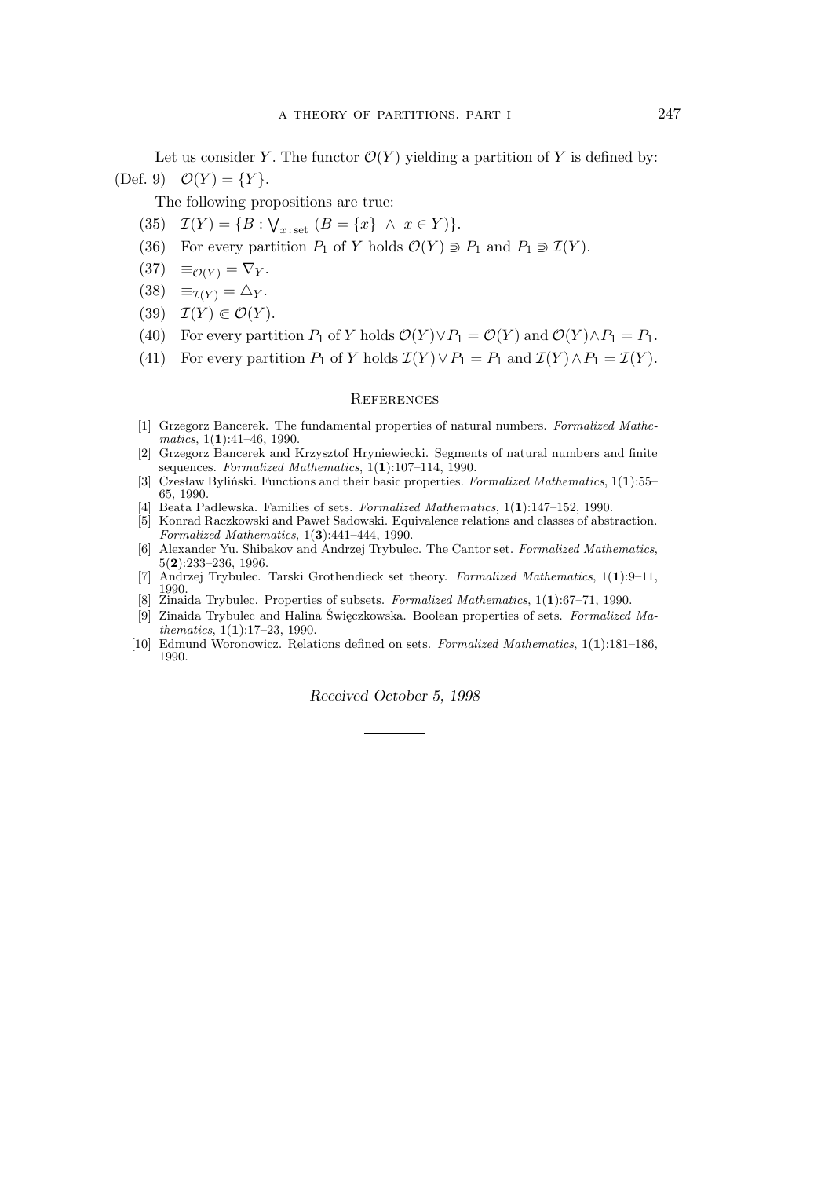Let us consider $Y$. The functor $\mathcal{O}(Y)$ yielding a partition of $Y$ is defined by:

(Def. 9) $\mathcal{O}(Y) = \{Y\}$.

The following propositions are true:

(35) $\mathcal{I}(Y) = \{B : \bigvee_{x:\text{set}} (B = \{x\} \ \wedge \ x \in Y)\}$.

(36) For every partition $P_1$ of $Y$ holds $\mathcal{O}(Y) \Supset P_1$ and $P_1 \Supset \mathcal{I}(Y)$.

(37) $\equiv_{\mathcal{O}(Y)} = \nabla_Y$.

(38) $\equiv_{\mathcal{I}(Y)} = \triangle_Y$.

(39) $\mathcal{I}(Y) \Subset \mathcal{O}(Y)$.

(40) For every partition $P_1$ of $Y$ holds $\mathcal{O}(Y) \vee P_1 = \mathcal{O}(Y)$ and $\mathcal{O}(Y) \wedge P_1 = P_1$.

(41) For every partition $P_1$ of $Y$ holds $\mathcal{I}(Y) \vee P_1 = P_1$ and $\mathcal{I}(Y) \wedge P_1 = \mathcal{I}(Y)$.

## References

[1] Grzegorz Bancerek. The fundamental properties of natural numbers. *Formalized Mathematics*, 1(**1**):41–46, 1990.

[2] Grzegorz Bancerek and Krzysztof Hryniewiecki. Segments of natural numbers and finite sequences. *Formalized Mathematics*, 1(**1**):107–114, 1990.

[3] Czesław Byliński. Functions and their basic properties. *Formalized Mathematics*, 1(**1**):55–65, 1990.

[4] Beata Padlewska. Families of sets. *Formalized Mathematics*, 1(**1**):147–152, 1990.

[5] Konrad Raczkowski and Paweł Sadowski. Equivalence relations and classes of abstraction. *Formalized Mathematics*, 1(**3**):441–444, 1990.

[6] Alexander Yu. Shibakov and Andrzej Trybulec. The Cantor set. *Formalized Mathematics*, 5(**2**):233–236, 1996.

[7] Andrzej Trybulec. Tarski Grothendieck set theory. *Formalized Mathematics*, 1(**1**):9–11, 1990.

[8] Zinaida Trybulec. Properties of subsets. *Formalized Mathematics*, 1(**1**):67–71, 1990.

[9] Zinaida Trybulec and Halina Święczkowska. Boolean properties of sets. *Formalized Mathematics*, 1(**1**):17–23, 1990.

[10] Edmund Woronowicz. Relations defined on sets. *Formalized Mathematics*, 1(**1**):181–186, 1990.

*Received October 5, 1998*